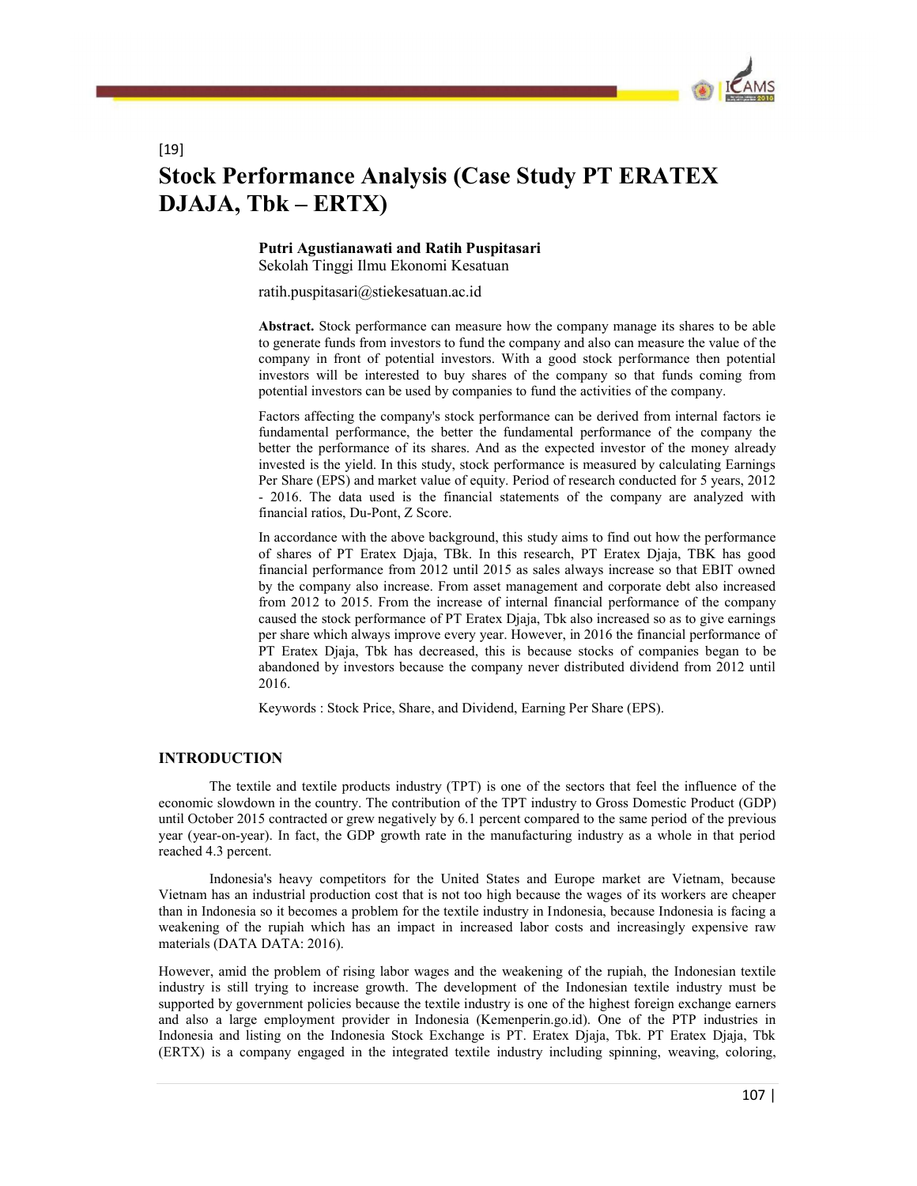[19]

# Stock Performance Analysis (Case Study PT ERATEX DJAJA, Tbk – ERTX)

**Putri Agustianawati and Ratih Puspitasari**
Sekolah Tinggi Ilmu Ekonomi Kesatuan

ratih.puspitasari@stiekesatuan.ac.id

**Abstract.** Stock performance can measure how the company manage its shares to be able to generate funds from investors to fund the company and also can measure the value of the company in front of potential investors. With a good stock performance then potential investors will be interested to buy shares of the company so that funds coming from potential investors can be used by companies to fund the activities of the company.

Factors affecting the company's stock performance can be derived from internal factors ie fundamental performance, the better the fundamental performance of the company the better the performance of its shares. And as the expected investor of the money already invested is the yield. In this study, stock performance is measured by calculating Earnings Per Share (EPS) and market value of equity. Period of research conducted for 5 years, 2012 - 2016. The data used is the financial statements of the company are analyzed with financial ratios, Du-Pont, Z Score.

In accordance with the above background, this study aims to find out how the performance of shares of PT Eratex Djaja, TBk. In this research, PT Eratex Djaja, TBK has good financial performance from 2012 until 2015 as sales always increase so that EBIT owned by the company also increase. From asset management and corporate debt also increased from 2012 to 2015. From the increase of internal financial performance of the company caused the stock performance of PT Eratex Djaja, Tbk also increased so as to give earnings per share which always improve every year. However, in 2016 the financial performance of PT Eratex Djaja, Tbk has decreased, this is because stocks of companies began to be abandoned by investors because the company never distributed dividend from 2012 until 2016.

Keywords : Stock Price, Share, and Dividend, Earning Per Share (EPS).

## INTRODUCTION

The textile and textile products industry (TPT) is one of the sectors that feel the influence of the economic slowdown in the country. The contribution of the TPT industry to Gross Domestic Product (GDP) until October 2015 contracted or grew negatively by 6.1 percent compared to the same period of the previous year (year-on-year). In fact, the GDP growth rate in the manufacturing industry as a whole in that period reached 4.3 percent.

Indonesia's heavy competitors for the United States and Europe market are Vietnam, because Vietnam has an industrial production cost that is not too high because the wages of its workers are cheaper than in Indonesia so it becomes a problem for the textile industry in Indonesia, because Indonesia is facing a weakening of the rupiah which has an impact in increased labor costs and increasingly expensive raw materials (DATA DATA: 2016).

However, amid the problem of rising labor wages and the weakening of the rupiah, the Indonesian textile industry is still trying to increase growth. The development of the Indonesian textile industry must be supported by government policies because the textile industry is one of the highest foreign exchange earners and also a large employment provider in Indonesia (Kemenperin.go.id). One of the PTP industries in Indonesia and listing on the Indonesia Stock Exchange is PT. Eratex Djaja, Tbk. PT Eratex Djaja, Tbk (ERTX) is a company engaged in the integrated textile industry including spinning, weaving, coloring,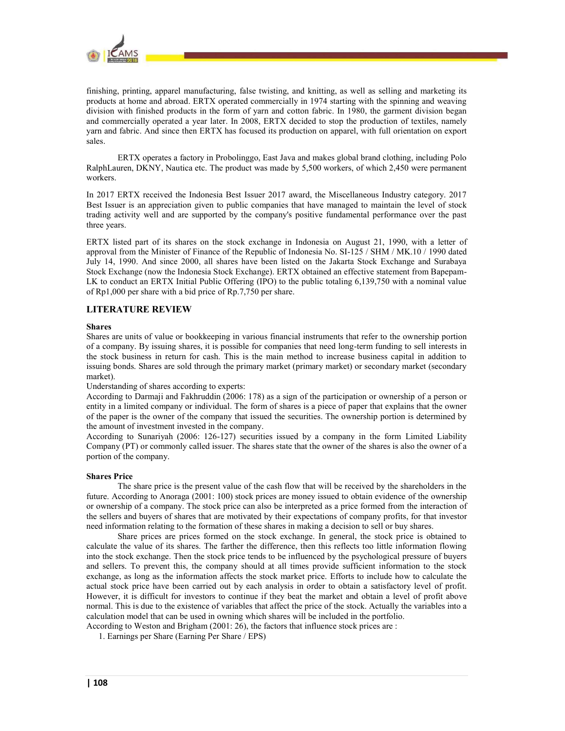finishing, printing, apparel manufacturing, false twisting, and knitting, as well as selling and marketing its products at home and abroad. ERTX operated commercially in 1974 starting with the spinning and weaving division with finished products in the form of yarn and cotton fabric. In 1980, the garment division began and commercially operated a year later. In 2008, ERTX decided to stop the production of textiles, namely yarn and fabric. And since then ERTX has focused its production on apparel, with full orientation on export sales.

ERTX operates a factory in Probolinggo, East Java and makes global brand clothing, including Polo RalphLauren, DKNY, Nautica etc. The product was made by 5,500 workers, of which 2,450 were permanent workers.

In 2017 ERTX received the Indonesia Best Issuer 2017 award, the Miscellaneous Industry category. 2017 Best Issuer is an appreciation given to public companies that have managed to maintain the level of stock trading activity well and are supported by the company's positive fundamental performance over the past three years.

ERTX listed part of its shares on the stock exchange in Indonesia on August 21, 1990, with a letter of approval from the Minister of Finance of the Republic of Indonesia No. SI-125 / SHM / MK.10 / 1990 dated July 14, 1990. And since 2000, all shares have been listed on the Jakarta Stock Exchange and Surabaya Stock Exchange (now the Indonesia Stock Exchange). ERTX obtained an effective statement from Bapepam-LK to conduct an ERTX Initial Public Offering (IPO) to the public totaling 6,139,750 with a nominal value of Rp1,000 per share with a bid price of Rp.7,750 per share.

## LITERATURE REVIEW

### Shares

Shares are units of value or bookkeeping in various financial instruments that refer to the ownership portion of a company. By issuing shares, it is possible for companies that need long-term funding to sell interests in the stock business in return for cash. This is the main method to increase business capital in addition to issuing bonds. Shares are sold through the primary market (primary market) or secondary market (secondary market).

Understanding of shares according to experts:

According to Darmaji and Fakhruddin (2006: 178) as a sign of the participation or ownership of a person or entity in a limited company or individual. The form of shares is a piece of paper that explains that the owner of the paper is the owner of the company that issued the securities. The ownership portion is determined by the amount of investment invested in the company.

According to Sunariyah (2006: 126-127) securities issued by a company in the form Limited Liability Company (PT) or commonly called issuer. The shares state that the owner of the shares is also the owner of a portion of the company.

### Shares Price

The share price is the present value of the cash flow that will be received by the shareholders in the future. According to Anoraga (2001: 100) stock prices are money issued to obtain evidence of the ownership or ownership of a company. The stock price can also be interpreted as a price formed from the interaction of the sellers and buyers of shares that are motivated by their expectations of company profits, for that investor need information relating to the formation of these shares in making a decision to sell or buy shares.

Share prices are prices formed on the stock exchange. In general, the stock price is obtained to calculate the value of its shares. The farther the difference, then this reflects too little information flowing into the stock exchange. Then the stock price tends to be influenced by the psychological pressure of buyers and sellers. To prevent this, the company should at all times provide sufficient information to the stock exchange, as long as the information affects the stock market price. Efforts to include how to calculate the actual stock price have been carried out by each analysis in order to obtain a satisfactory level of profit. However, it is difficult for investors to continue if they beat the market and obtain a level of profit above normal. This is due to the existence of variables that affect the price of the stock. Actually the variables into a calculation model that can be used in owning which shares will be included in the portfolio.

According to Weston and Brigham (2001: 26), the factors that influence stock prices are :

1. Earnings per Share (Earning Per Share / EPS)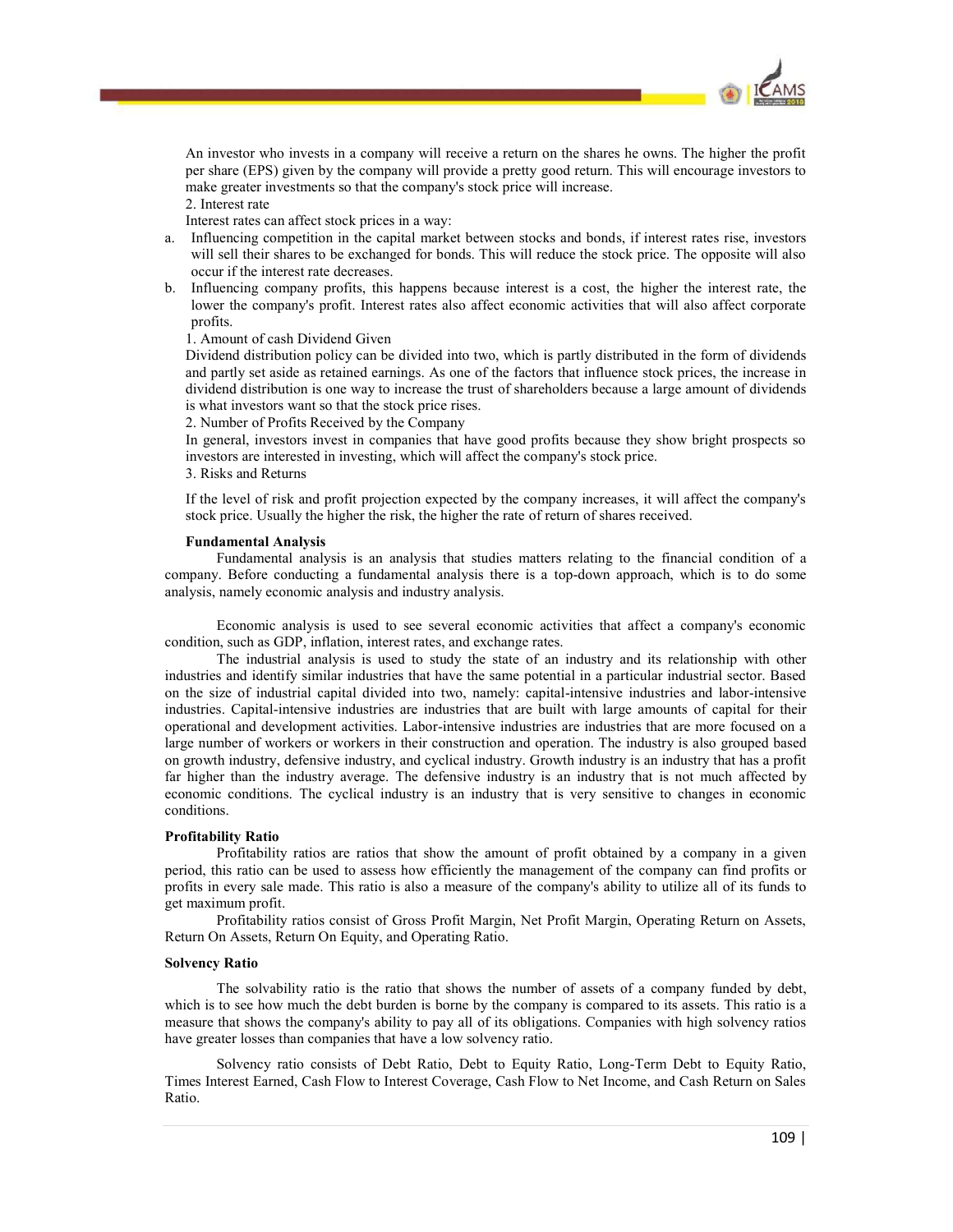An investor who invests in a company will receive a return on the shares he owns. The higher the profit per share (EPS) given by the company will provide a pretty good return. This will encourage investors to make greater investments so that the company's stock price will increase.

2. Interest rate

Interest rates can affect stock prices in a way:

a. Influencing competition in the capital market between stocks and bonds, if interest rates rise, investors will sell their shares to be exchanged for bonds. This will reduce the stock price. The opposite will also occur if the interest rate decreases.
b. Influencing company profits, this happens because interest is a cost, the higher the interest rate, the lower the company's profit. Interest rates also affect economic activities that will also affect corporate profits.

1. Amount of cash Dividend Given

Dividend distribution policy can be divided into two, which is partly distributed in the form of dividends and partly set aside as retained earnings. As one of the factors that influence stock prices, the increase in dividend distribution is one way to increase the trust of shareholders because a large amount of dividends is what investors want so that the stock price rises.

2. Number of Profits Received by the Company

In general, investors invest in companies that have good profits because they show bright prospects so investors are interested in investing, which will affect the company's stock price.

3. Risks and Returns

If the level of risk and profit projection expected by the company increases, it will affect the company's stock price. Usually the higher the risk, the higher the rate of return of shares received.

**Fundamental Analysis**

Fundamental analysis is an analysis that studies matters relating to the financial condition of a company. Before conducting a fundamental analysis there is a top-down approach, which is to do some analysis, namely economic analysis and industry analysis.

Economic analysis is used to see several economic activities that affect a company's economic condition, such as GDP, inflation, interest rates, and exchange rates.

The industrial analysis is used to study the state of an industry and its relationship with other industries and identify similar industries that have the same potential in a particular industrial sector. Based on the size of industrial capital divided into two, namely: capital-intensive industries and labor-intensive industries. Capital-intensive industries are industries that are built with large amounts of capital for their operational and development activities. Labor-intensive industries are industries that are more focused on a large number of workers or workers in their construction and operation. The industry is also grouped based on growth industry, defensive industry, and cyclical industry. Growth industry is an industry that has a profit far higher than the industry average. The defensive industry is an industry that is not much affected by economic conditions. The cyclical industry is an industry that is very sensitive to changes in economic conditions.

**Profitability Ratio**

Profitability ratios are ratios that show the amount of profit obtained by a company in a given period, this ratio can be used to assess how efficiently the management of the company can find profits or profits in every sale made. This ratio is also a measure of the company's ability to utilize all of its funds to get maximum profit.

Profitability ratios consist of Gross Profit Margin, Net Profit Margin, Operating Return on Assets, Return On Assets, Return On Equity, and Operating Ratio.

**Solvency Ratio**

The solvability ratio is the ratio that shows the number of assets of a company funded by debt, which is to see how much the debt burden is borne by the company is compared to its assets. This ratio is a measure that shows the company's ability to pay all of its obligations. Companies with high solvency ratios have greater losses than companies that have a low solvency ratio.

Solvency ratio consists of Debt Ratio, Debt to Equity Ratio, Long-Term Debt to Equity Ratio, Times Interest Earned, Cash Flow to Interest Coverage, Cash Flow to Net Income, and Cash Return on Sales Ratio.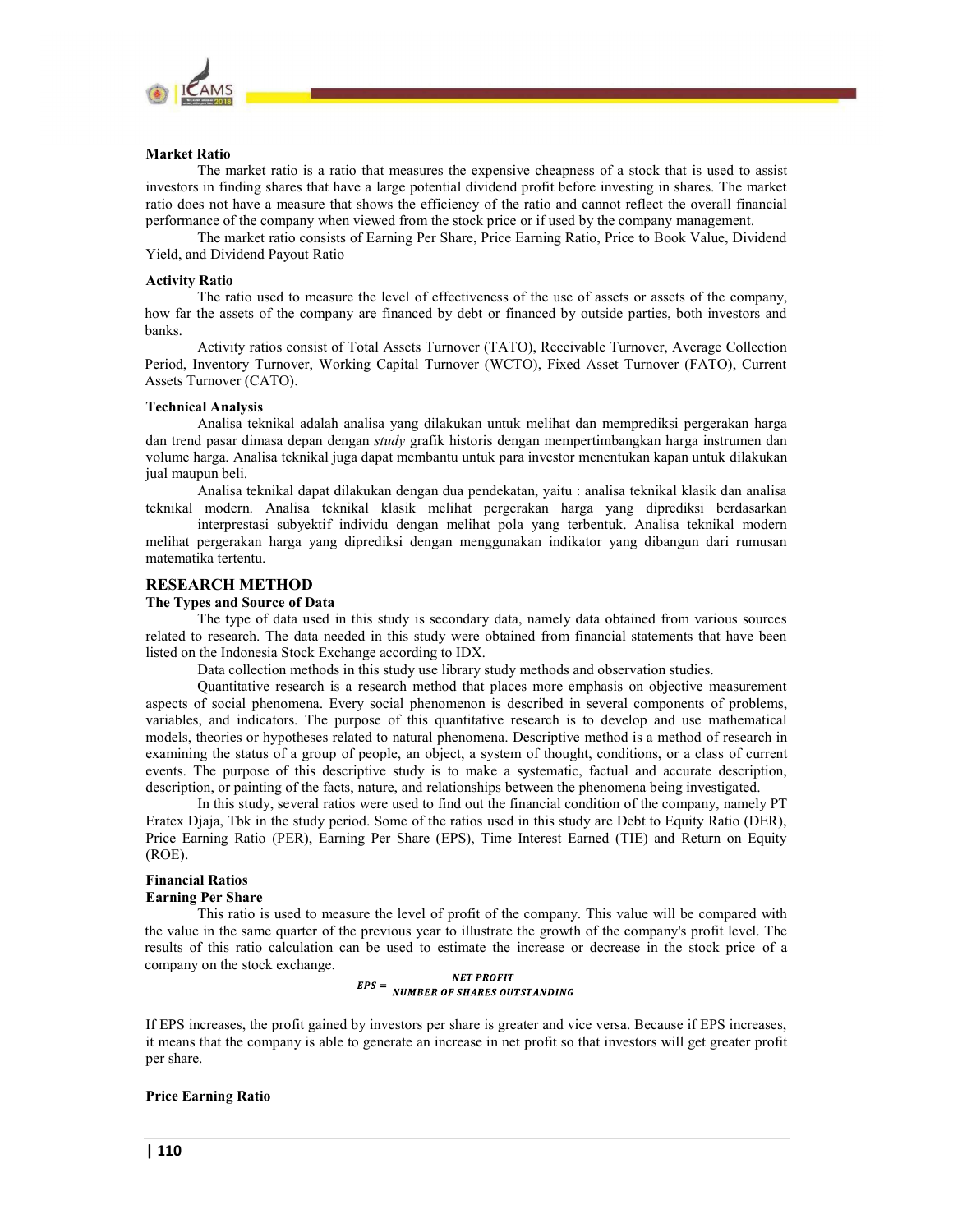**Market Ratio**

The market ratio is a ratio that measures the expensive cheapness of a stock that is used to assist investors in finding shares that have a large potential dividend profit before investing in shares. The market ratio does not have a measure that shows the efficiency of the ratio and cannot reflect the overall financial performance of the company when viewed from the stock price or if used by the company management.

The market ratio consists of Earning Per Share, Price Earning Ratio, Price to Book Value, Dividend Yield, and Dividend Payout Ratio

**Activity Ratio**

The ratio used to measure the level of effectiveness of the use of assets or assets of the company, how far the assets of the company are financed by debt or financed by outside parties, both investors and banks.

Activity ratios consist of Total Assets Turnover (TATO), Receivable Turnover, Average Collection Period, Inventory Turnover, Working Capital Turnover (WCTO), Fixed Asset Turnover (FATO), Current Assets Turnover (CATO).

**Technical Analysis**

Analisa teknikal adalah analisa yang dilakukan untuk melihat dan memprediksi pergerakan harga dan trend pasar dimasa depan dengan *study* grafik historis dengan mempertimbangkan harga instrumen dan volume harga. Analisa teknikal juga dapat membantu untuk para investor menentukan kapan untuk dilakukan jual maupun beli.

Analisa teknikal dapat dilakukan dengan dua pendekatan, yaitu : analisa teknikal klasik dan analisa teknikal modern. Analisa teknikal klasik melihat pergerakan harga yang diprediksi berdasarkan interprestasi subyektif individu dengan melihat pola yang terbentuk. Analisa teknikal modern melihat pergerakan harga yang diprediksi dengan menggunakan indikator yang dibangun dari rumusan matematika tertentu.

## RESEARCH METHOD

**The Types and Source of Data**

The type of data used in this study is secondary data, namely data obtained from various sources related to research. The data needed in this study were obtained from financial statements that have been listed on the Indonesia Stock Exchange according to IDX.

Data collection methods in this study use library study methods and observation studies.

Quantitative research is a research method that places more emphasis on objective measurement aspects of social phenomena. Every social phenomenon is described in several components of problems, variables, and indicators. The purpose of this quantitative research is to develop and use mathematical models, theories or hypotheses related to natural phenomena. Descriptive method is a method of research in examining the status of a group of people, an object, a system of thought, conditions, or a class of current events. The purpose of this descriptive study is to make a systematic, factual and accurate description, description, or painting of the facts, nature, and relationships between the phenomena being investigated.

In this study, several ratios were used to find out the financial condition of the company, namely PT Eratex Djaja, Tbk in the study period. Some of the ratios used in this study are Debt to Equity Ratio (DER), Price Earning Ratio (PER), Earning Per Share (EPS), Time Interest Earned (TIE) and Return on Equity (ROE).

**Financial Ratios**

**Earning Per Share**

This ratio is used to measure the level of profit of the company. This value will be compared with the value in the same quarter of the previous year to illustrate the growth of the company's profit level. The results of this ratio calculation can be used to estimate the increase or decrease in the stock price of a company on the stock exchange.

$$EPS = \frac{NET\ PROFIT}{NUMBER\ OF\ SHARES\ OUTSTANDING}$$

If EPS increases, the profit gained by investors per share is greater and vice versa. Because if EPS increases, it means that the company is able to generate an increase in net profit so that investors will get greater profit per share.

**Price Earning Ratio**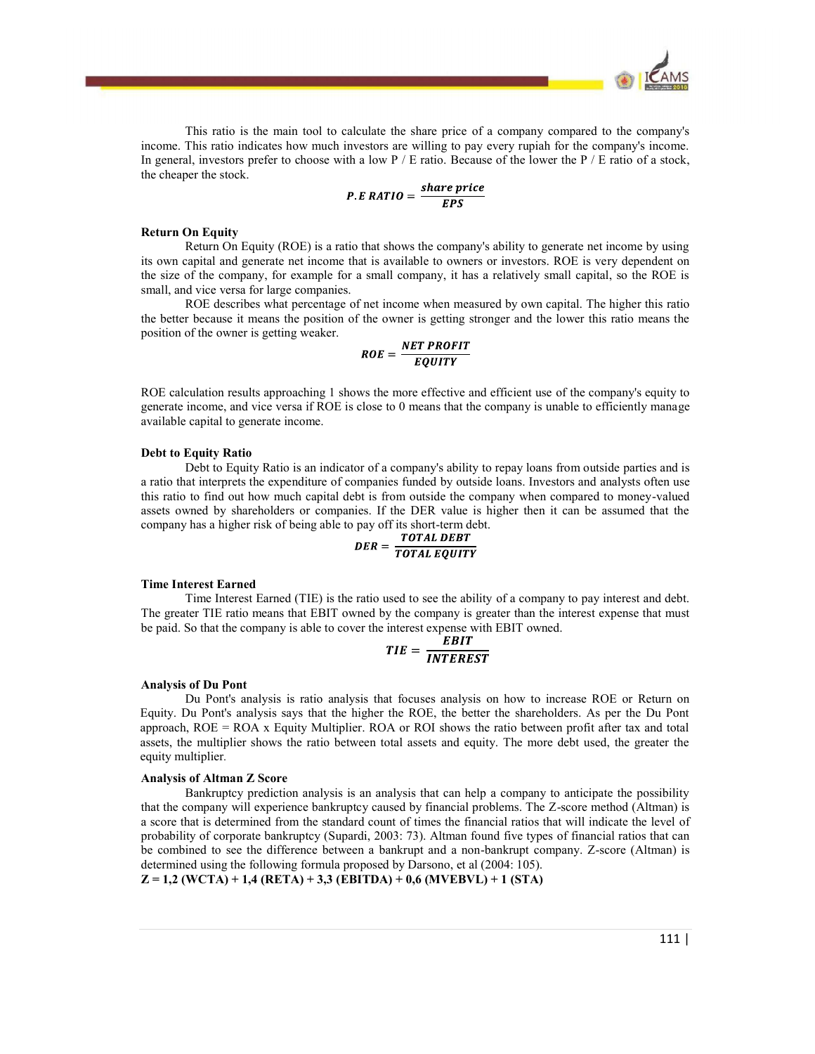This ratio is the main tool to calculate the share price of a company compared to the company's income. This ratio indicates how much investors are willing to pay every rupiah for the company's income. In general, investors prefer to choose with a low P / E ratio. Because of the lower the P / E ratio of a stock, the cheaper the stock.

$$\boldsymbol{P.E\ RATIO} = \frac{\boldsymbol{share\ price}}{\boldsymbol{EPS}}$$

**Return On Equity**

Return On Equity (ROE) is a ratio that shows the company's ability to generate net income by using its own capital and generate net income that is available to owners or investors. ROE is very dependent on the size of the company, for example for a small company, it has a relatively small capital, so the ROE is small, and vice versa for large companies.

ROE describes what percentage of net income when measured by own capital. The higher this ratio the better because it means the position of the owner is getting stronger and the lower this ratio means the position of the owner is getting weaker.

$$\boldsymbol{ROE} = \frac{\boldsymbol{NET\ PROFIT}}{\boldsymbol{EQUITY}}$$

ROE calculation results approaching 1 shows the more effective and efficient use of the company's equity to generate income, and vice versa if ROE is close to 0 means that the company is unable to efficiently manage available capital to generate income.

**Debt to Equity Ratio**

Debt to Equity Ratio is an indicator of a company's ability to repay loans from outside parties and is a ratio that interprets the expenditure of companies funded by outside loans. Investors and analysts often use this ratio to find out how much capital debt is from outside the company when compared to money-valued assets owned by shareholders or companies. If the DER value is higher then it can be assumed that the company has a higher risk of being able to pay off its short-term debt.

$$\boldsymbol{DER} = \frac{\boldsymbol{TOTAL\ DEBT}}{\boldsymbol{TOTAL\ EQUITY}}$$

**Time Interest Earned**

Time Interest Earned (TIE) is the ratio used to see the ability of a company to pay interest and debt. The greater TIE ratio means that EBIT owned by the company is greater than the interest expense that must be paid. So that the company is able to cover the interest expense with EBIT owned.

$$\boldsymbol{TIE} = \frac{\boldsymbol{EBIT}}{\boldsymbol{INTEREST}}$$

**Analysis of Du Pont**

Du Pont's analysis is ratio analysis that focuses analysis on how to increase ROE or Return on Equity. Du Pont's analysis says that the higher the ROE, the better the shareholders. As per the Du Pont approach, ROE = ROA x Equity Multiplier. ROA or ROI shows the ratio between profit after tax and total assets, the multiplier shows the ratio between total assets and equity. The more debt used, the greater the equity multiplier.

**Analysis of Altman Z Score**

Bankruptcy prediction analysis is an analysis that can help a company to anticipate the possibility that the company will experience bankruptcy caused by financial problems. The Z-score method (Altman) is a score that is determined from the standard count of times the financial ratios that will indicate the level of probability of corporate bankruptcy (Supardi, 2003: 73). Altman found five types of financial ratios that can be combined to see the difference between a bankrupt and a non-bankrupt company. Z-score (Altman) is determined using the following formula proposed by Darsono, et al (2004: 105).

**Z = 1,2 (WCTA) + 1,4 (RETA) + 3,3 (EBITDA) + 0,6 (MVEBVL) + 1 (STA)**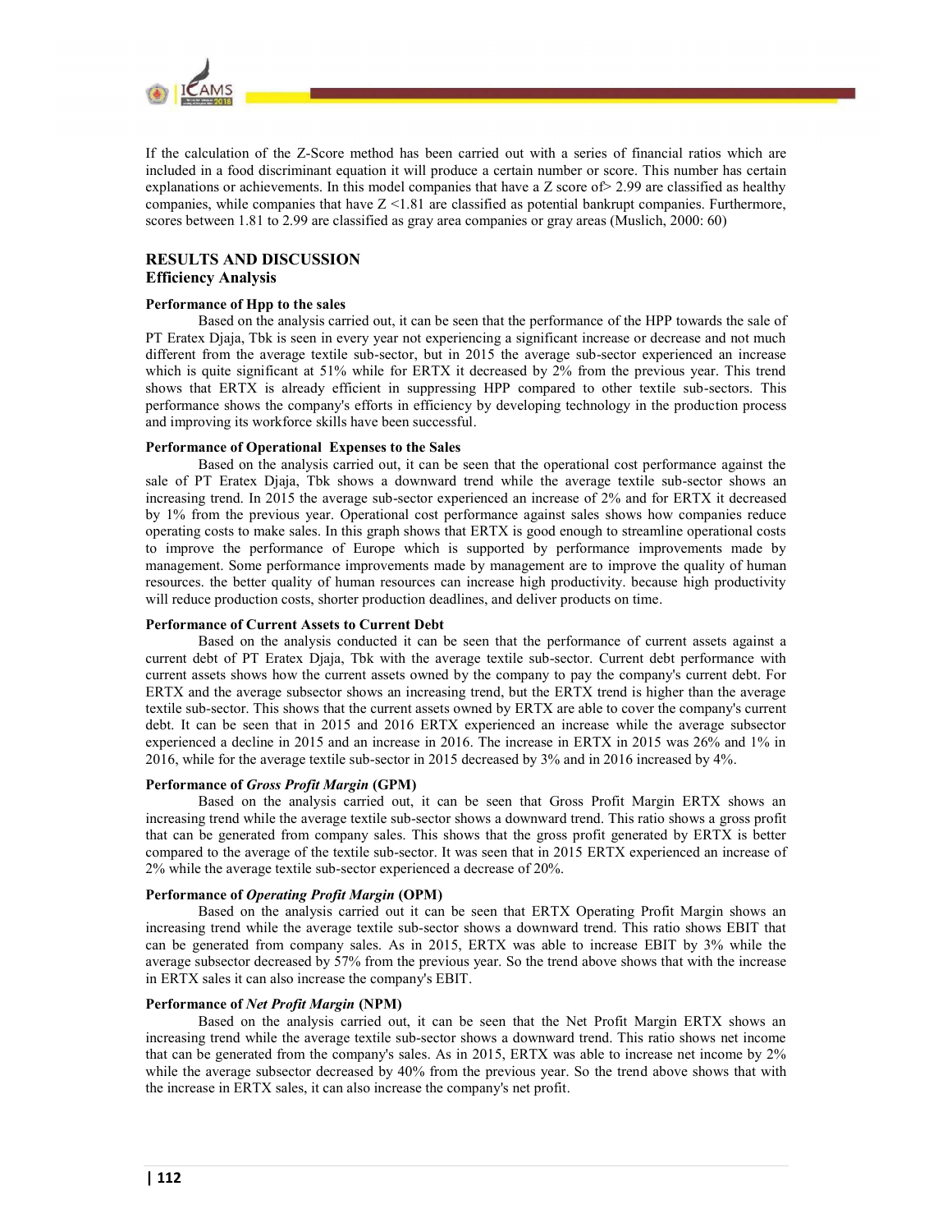If the calculation of the Z-Score method has been carried out with a series of financial ratios which are included in a food discriminant equation it will produce a certain number or score. This number has certain explanations or achievements. In this model companies that have a Z score of> 2.99 are classified as healthy companies, while companies that have Z <1.81 are classified as potential bankrupt companies. Furthermore, scores between 1.81 to 2.99 are classified as gray area companies or gray areas (Muslich, 2000: 60)

## RESULTS AND DISCUSSION

### Efficiency Analysis

#### Performance of Hpp to the sales

Based on the analysis carried out, it can be seen that the performance of the HPP towards the sale of PT Eratex Djaja, Tbk is seen in every year not experiencing a significant increase or decrease and not much different from the average textile sub-sector, but in 2015 the average sub-sector experienced an increase which is quite significant at 51% while for ERTX it decreased by 2% from the previous year. This trend shows that ERTX is already efficient in suppressing HPP compared to other textile sub-sectors. This performance shows the company's efforts in efficiency by developing technology in the production process and improving its workforce skills have been successful.

#### Performance of Operational Expenses to the Sales

Based on the analysis carried out, it can be seen that the operational cost performance against the sale of PT Eratex Djaja, Tbk shows a downward trend while the average textile sub-sector shows an increasing trend. In 2015 the average sub-sector experienced an increase of 2% and for ERTX it decreased by 1% from the previous year. Operational cost performance against sales shows how companies reduce operating costs to make sales. In this graph shows that ERTX is good enough to streamline operational costs to improve the performance of Europe which is supported by performance improvements made by management. Some performance improvements made by management are to improve the quality of human resources. the better quality of human resources can increase high productivity. because high productivity will reduce production costs, shorter production deadlines, and deliver products on time.

#### Performance of Current Assets to Current Debt

Based on the analysis conducted it can be seen that the performance of current assets against a current debt of PT Eratex Djaja, Tbk with the average textile sub-sector. Current debt performance with current assets shows how the current assets owned by the company to pay the company's current debt. For ERTX and the average subsector shows an increasing trend, but the ERTX trend is higher than the average textile sub-sector. This shows that the current assets owned by ERTX are able to cover the company's current debt. It can be seen that in 2015 and 2016 ERTX experienced an increase while the average subsector experienced a decline in 2015 and an increase in 2016. The increase in ERTX in 2015 was 26% and 1% in 2016, while for the average textile sub-sector in 2015 decreased by 3% and in 2016 increased by 4%.

#### Performance of *Gross Profit Margin* (GPM)

Based on the analysis carried out, it can be seen that Gross Profit Margin ERTX shows an increasing trend while the average textile sub-sector shows a downward trend. This ratio shows a gross profit that can be generated from company sales. This shows that the gross profit generated by ERTX is better compared to the average of the textile sub-sector. It was seen that in 2015 ERTX experienced an increase of 2% while the average textile sub-sector experienced a decrease of 20%.

#### Performance of *Operating Profit Margin* (OPM)

Based on the analysis carried out it can be seen that ERTX Operating Profit Margin shows an increasing trend while the average textile sub-sector shows a downward trend. This ratio shows EBIT that can be generated from company sales. As in 2015, ERTX was able to increase EBIT by 3% while the average subsector decreased by 57% from the previous year. So the trend above shows that with the increase in ERTX sales it can also increase the company's EBIT.

#### Performance of *Net Profit Margin* (NPM)

Based on the analysis carried out, it can be seen that the Net Profit Margin ERTX shows an increasing trend while the average textile sub-sector shows a downward trend. This ratio shows net income that can be generated from the company's sales. As in 2015, ERTX was able to increase net income by 2% while the average subsector decreased by 40% from the previous year. So the trend above shows that with the increase in ERTX sales, it can also increase the company's net profit.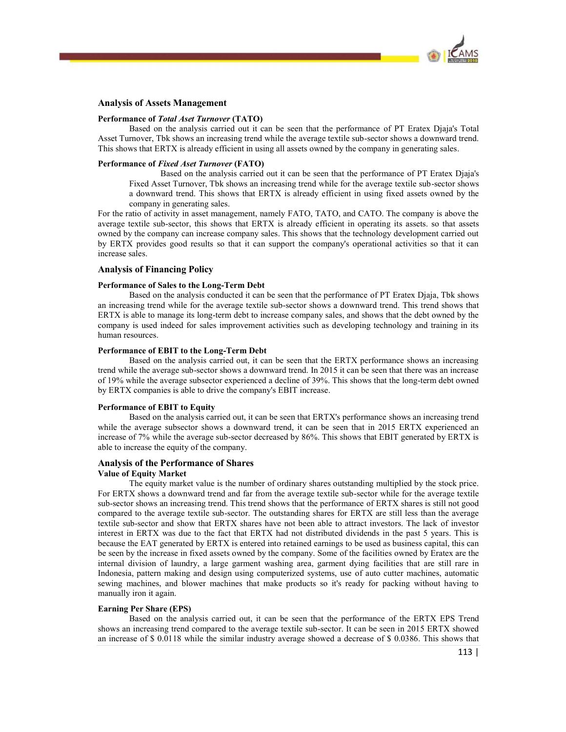## Analysis of Assets Management

### Performance of *Total Aset Turnover* (TATO)

Based on the analysis carried out it can be seen that the performance of PT Eratex Djaja's Total Asset Turnover, Tbk shows an increasing trend while the average textile sub-sector shows a downward trend. This shows that ERTX is already efficient in using all assets owned by the company in generating sales.

### Performance of *Fixed Aset Turnover* (FATO)

Based on the analysis carried out it can be seen that the performance of PT Eratex Djaja's Fixed Asset Turnover, Tbk shows an increasing trend while for the average textile sub-sector shows a downward trend. This shows that ERTX is already efficient in using fixed assets owned by the company in generating sales.

For the ratio of activity in asset management, namely FATO, TATO, and CATO. The company is above the average textile sub-sector, this shows that ERTX is already efficient in operating its assets. so that assets owned by the company can increase company sales. This shows that the technology development carried out by ERTX provides good results so that it can support the company's operational activities so that it can increase sales.

## Analysis of Financing Policy

### Performance of Sales to the Long-Term Debt

Based on the analysis conducted it can be seen that the performance of PT Eratex Djaja, Tbk shows an increasing trend while for the average textile sub-sector shows a downward trend. This trend shows that ERTX is able to manage its long-term debt to increase company sales, and shows that the debt owned by the company is used indeed for sales improvement activities such as developing technology and training in its human resources.

### Performance of EBIT to the Long-Term Debt

Based on the analysis carried out, it can be seen that the ERTX performance shows an increasing trend while the average sub-sector shows a downward trend. In 2015 it can be seen that there was an increase of 19% while the average subsector experienced a decline of 39%. This shows that the long-term debt owned by ERTX companies is able to drive the company's EBIT increase.

### Performance of EBIT to Equity

Based on the analysis carried out, it can be seen that ERTX's performance shows an increasing trend while the average subsector shows a downward trend, it can be seen that in 2015 ERTX experienced an increase of 7% while the average sub-sector decreased by 86%. This shows that EBIT generated by ERTX is able to increase the equity of the company.

## Analysis of the Performance of Shares

### Value of Equity Market

The equity market value is the number of ordinary shares outstanding multiplied by the stock price. For ERTX shows a downward trend and far from the average textile sub-sector while for the average textile sub-sector shows an increasing trend. This trend shows that the performance of ERTX shares is still not good compared to the average textile sub-sector. The outstanding shares for ERTX are still less than the average textile sub-sector and show that ERTX shares have not been able to attract investors. The lack of investor interest in ERTX was due to the fact that ERTX had not distributed dividends in the past 5 years. This is because the EAT generated by ERTX is entered into retained earnings to be used as business capital, this can be seen by the increase in fixed assets owned by the company. Some of the facilities owned by Eratex are the internal division of laundry, a large garment washing area, garment dying facilities that are still rare in Indonesia, pattern making and design using computerized systems, use of auto cutter machines, automatic sewing machines, and blower machines that make products so it's ready for packing without having to manually iron it again.

### Earning Per Share (EPS)

Based on the analysis carried out, it can be seen that the performance of the ERTX EPS Trend shows an increasing trend compared to the average textile sub-sector. It can be seen in 2015 ERTX showed an increase of $ 0.0118 while the similar industry average showed a decrease of $ 0.0386. This shows that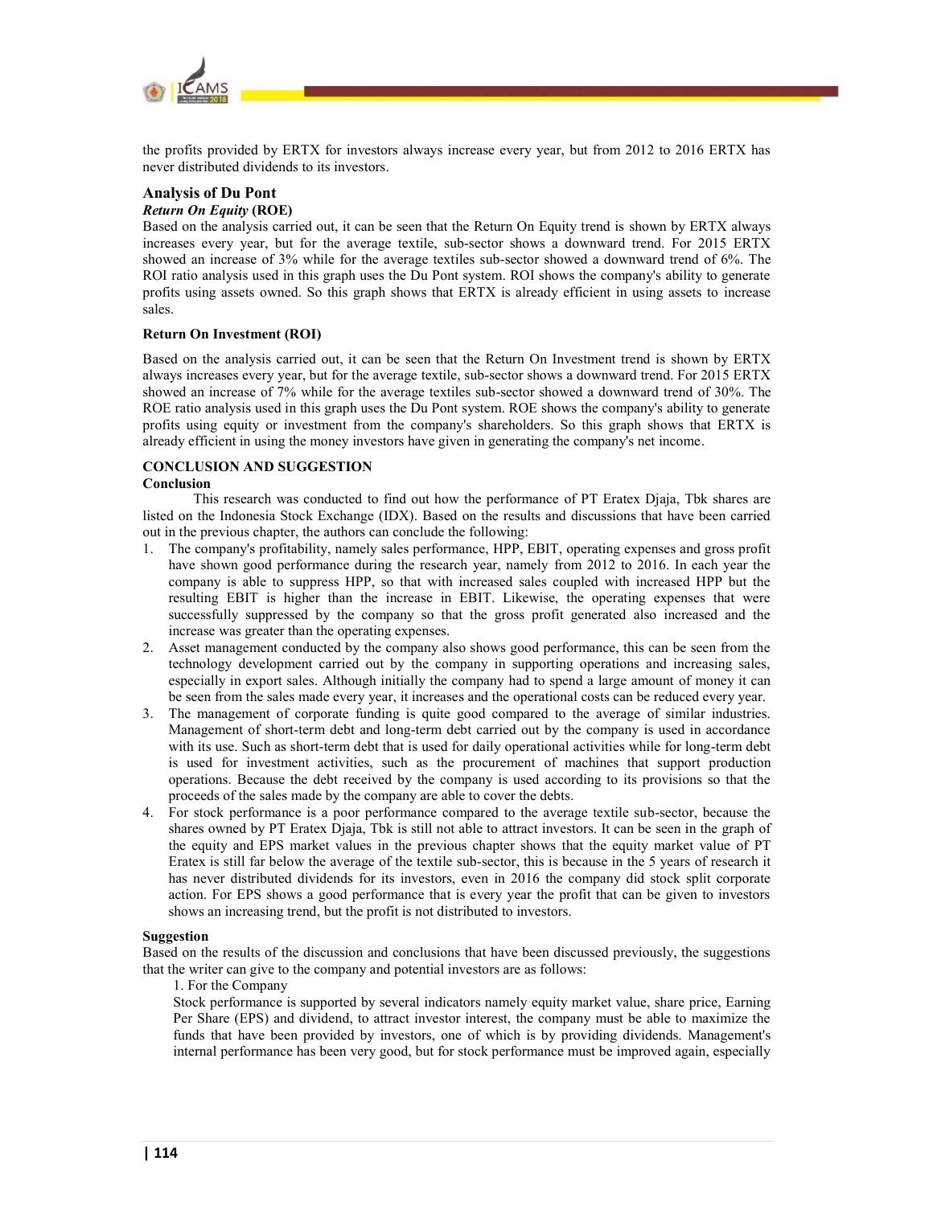the profits provided by ERTX for investors always increase every year, but from 2012 to 2016 ERTX has never distributed dividends to its investors.

## Analysis of Du Pont

### *Return On Equity* (ROE)

Based on the analysis carried out, it can be seen that the Return On Equity trend is shown by ERTX always increases every year, but for the average textile, sub-sector shows a downward trend. For 2015 ERTX showed an increase of 3% while for the average textiles sub-sector showed a downward trend of 6%. The ROI ratio analysis used in this graph uses the Du Pont system. ROI shows the company's ability to generate profits using assets owned. So this graph shows that ERTX is already efficient in using assets to increase sales.

### Return On Investment (ROI)

Based on the analysis carried out, it can be seen that the Return On Investment trend is shown by ERTX always increases every year, but for the average textile, sub-sector shows a downward trend. For 2015 ERTX showed an increase of 7% while for the average textiles sub-sector showed a downward trend of 30%. The ROE ratio analysis used in this graph uses the Du Pont system so that ROE shows the company's ability to generate profits using equity or investment from the company's shareholders. So this graph shows that ERTX is already efficient in using the money investors have given in generating the company's net income.

## CONCLUSION AND SUGGESTION

### Conclusion

This research was conducted to find out how the performance of PT Eratex Djaja, Tbk shares are listed on the Indonesia Stock Exchange (IDX). Based on the results and discussions that have been carried out in the previous chapter, the authors can conclude the following:

1. The company's profitability, namely sales performance, HPP, EBIT, operating expenses and gross profit have shown good performance during the research year, namely from 2012 to 2016. In each year the company is able to suppress HPP, so that with increased sales coupled with increased HPP but the resulting EBIT is higher than the increase in EBIT. Likewise, the operating expenses that were successfully suppressed by the company so that the gross profit generated also increased and the increase was greater than the operating expenses.
2. Asset management conducted by the company also shows good performance, this can be seen from the technology development carried out by the company in supporting operations and increasing sales, especially in export sales. Although initially the company had to spend a large amount of money it can be seen from the sales made every year, it increases and the operational costs can be reduced every year.
3. The management of corporate funding is quite good compared to the average of similar industries. Management of short-term debt and long-term debt carried out by the company is used in accordance with its use. Such as short-term debt that is used for daily operational activities while for long-term debt is used for investment activities, such as the procurement of machines that support production operations. Because the debt received by the company is used according to its provisions so that the proceeds of the sales made by the company are able to cover the debts.
4. For stock performance is a poor performance compared to the average textile sub-sector, because the shares owned by PT Eratex Djaja, Tbk is still not able to attract investors. It can be seen in the graph of the equity and EPS market values in the previous chapter shows that the equity market value of PT Eratex is still far below the average of the textile sub-sector, this is because in the 5 years of research it has never distributed dividends for its investors, even in 2016 the company did stock split corporate action. For EPS shows a good performance that is every year the profit that can be given to investors shows an increasing trend, but the profit is not distributed to investors.

### Suggestion

Based on the results of the discussion and conclusions that have been discussed previously, the suggestions that the writer can give to the company and potential investors are as follows:

1. For the Company

Stock performance is supported by several indicators namely equity market value, share price, Earning Per Share (EPS) and dividend, to attract investor interest, the company must be able to maximize the funds that have been provided by investors, one of which is by providing dividends. Management's internal performance has been very good, but for stock performance must be improved again, especially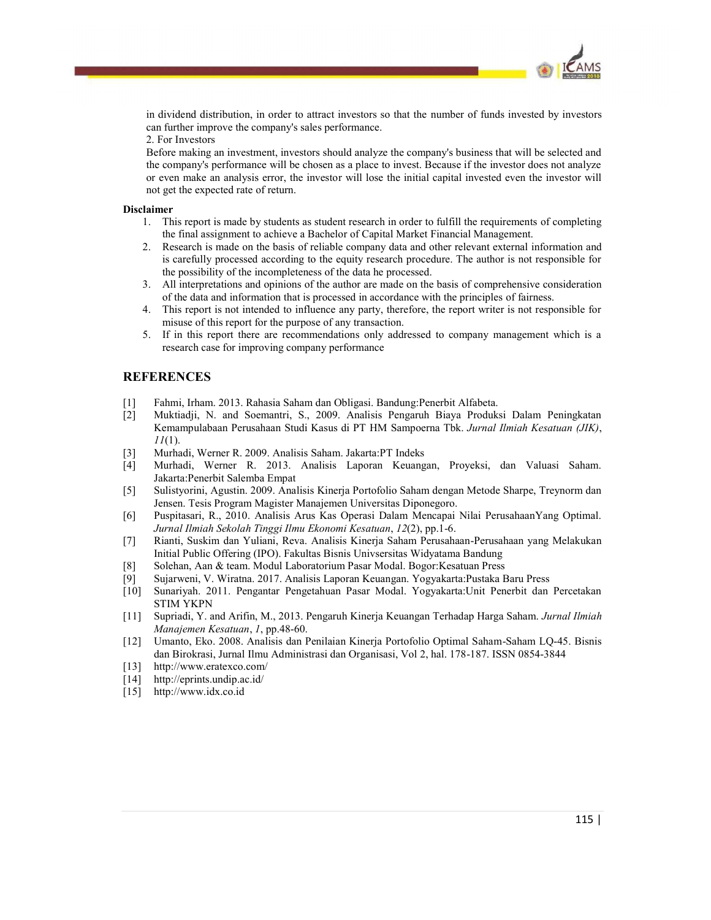in dividend distribution, in order to attract investors so that the number of funds invested by investors can further improve the company's sales performance.

2. For Investors

Before making an investment, investors should analyze the company's business that will be selected and the company's performance will be chosen as a place to invest. Because if the investor does not analyze or even make an analysis error, the investor will lose the initial capital invested even the investor will not get the expected rate of return.

**Disclaimer**

1. This report is made by students as student research in order to fulfill the requirements of completing the final assignment to achieve a Bachelor of Capital Market Financial Management.
2. Research is made on the basis of reliable company data and other relevant external information and is carefully processed according to the equity research procedure. The author is not responsible for the possibility of the incompleteness of the data he processed.
3. All interpretations and opinions of the author are made on the basis of comprehensive consideration of the data and information that is processed in accordance with the principles of fairness.
4. This report is not intended to influence any party, therefore, the report writer is not responsible for misuse of this report for the purpose of any transaction.
5. If in this report there are recommendations only addressed to company management which is a research case for improving company performance

## REFERENCES

[1] Fahmi, Irham. 2013. Rahasia Saham dan Obligasi. Bandung:Penerbit Alfabeta.

[2] Muktiadji, N. and Soemantri, S., 2009. Analisis Pengaruh Biaya Produksi Dalam Peningkatan Kemampulabaan Perusahaan Studi Kasus di PT HM Sampoerna Tbk. *Jurnal Ilmiah Kesatuan (JIK)*, *11*(1).

[3] Murhadi, Werner R. 2009. Analisis Saham. Jakarta:PT Indeks

[4] Murhadi, Werner R. 2013. Analisis Laporan Keuangan, Proyeksi, dan Valuasi Saham. Jakarta:Penerbit Salemba Empat

[5] Sulistyorini, Agustin. 2009. Analisis Kinerja Portofolio Saham dengan Metode Sharpe, Treynorm dan Jensen. Tesis Program Magister Manajemen Universitas Diponegoro.

[6] Puspitasari, R., 2010. Analisis Arus Kas Operasi Dalam Mencapai Nilai PerusahaanYang Optimal. *Jurnal Ilmiah Sekolah Tinggi Ilmu Ekonomi Kesatuan*, *12*(2), pp.1-6.

[7] Rianti, Suskim dan Yuliani, Reva. Analisis Kinerja Saham Perusahaan-Perusahaan yang Melakukan Initial Public Offering (IPO). Fakultas Bisnis Univsersitas Widyatama Bandung

[8] Solehan, Aan & team. Modul Laboratorium Pasar Modal. Bogor:Kesatuan Press

[9] Sujarweni, V. Wiratna. 2017. Analisis Laporan Keuangan. Yogyakarta:Pustaka Baru Press

[10] Sunariyah. 2011. Pengantar Pengetahuan Pasar Modal. Yogyakarta:Unit Penerbit dan Percetakan STIM YKPN

[11] Supriadi, Y. and Arifin, M., 2013. Pengaruh Kinerja Keuangan Terhadap Harga Saham. *Jurnal Ilmiah Manajemen Kesatuan*, *1*, pp.48-60.

[12] Umanto, Eko. 2008. Analisis dan Penilaian Kinerja Portofolio Optimal Saham-Saham LQ-45. Bisnis dan Birokrasi, Jurnal Ilmu Administrasi dan Organisasi, Vol 2, hal. 178-187. ISSN 0854-3844

[13] http://www.eratexco.com/

[14] http://eprints.undip.ac.id/

[15] http://www.idx.co.id